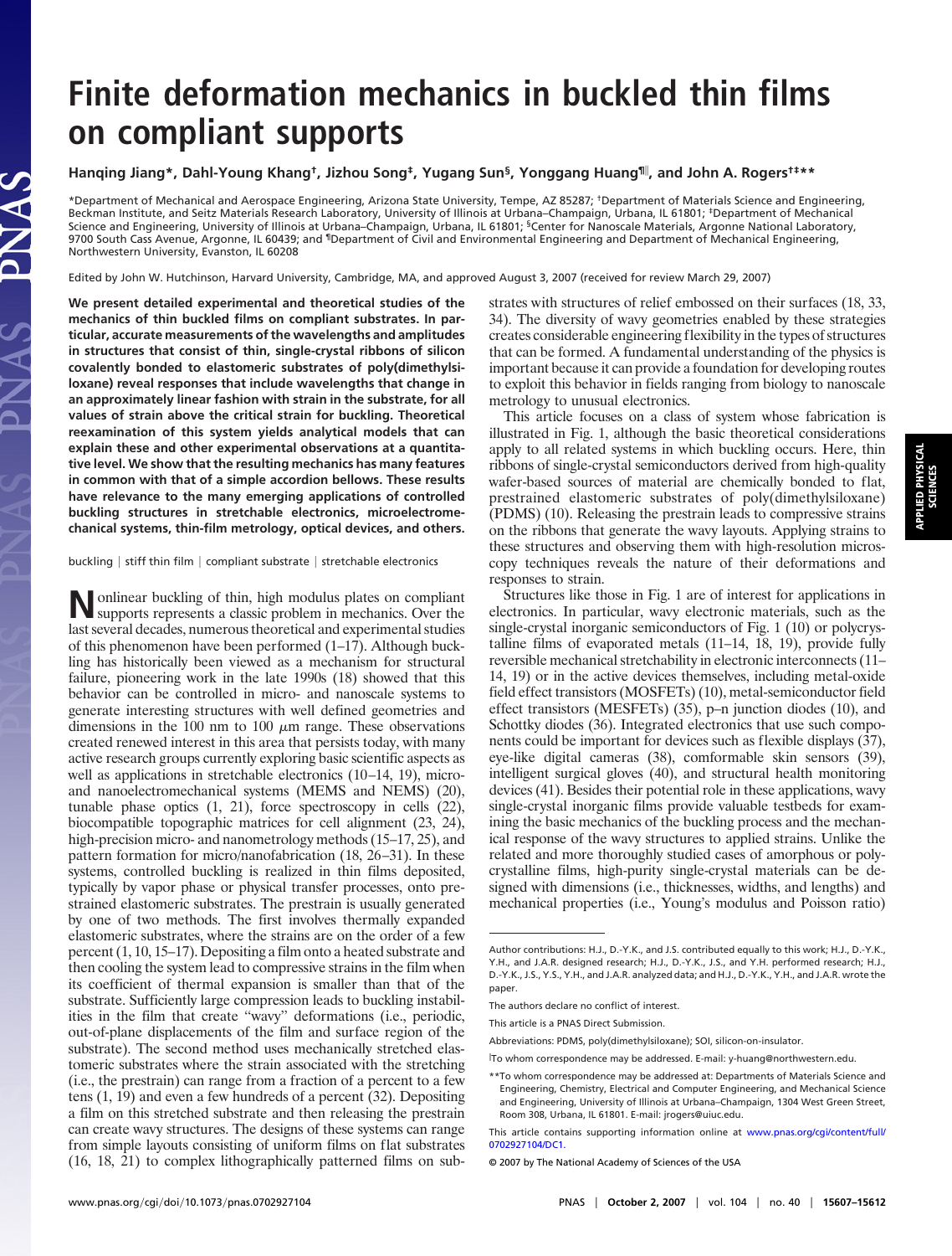# Finite deformation mechanics in buckled thin films on compliant supports

**Hanqing Jiang*, Dahl-Young Khang†, Jizhou Song‡, Yugang Sun§, Yonggang Huang¶‖, and John A. Rogers†‡\*\***

*Department of Mechanical and Aerospace Engineering, Arizona State University, Tempe, AZ 85287; †Department of Materials Science and Engineering, Beckman Institute, and Seitz Materials Research Laboratory, University of Illinois at Urbana–Champaign, Urbana, IL 61801; ‡Department of Mechanical Science and Engineering, University of Illinois at Urbana–Champaign, Urbana, IL 61801; §Center for Nanoscale Materials, Argonne National Laboratory, 9700 South Cass Avenue, Argonne, IL 60439; and ¶Department of Civil and Environmental Engineering and Department of Mechanical Engineering, Northwestern University, Evanston, IL 60208

Edited by John W. Hutchinson, Harvard University, Cambridge, MA, and approved August 3, 2007 (received for review March 29, 2007)

**We present detailed experimental and theoretical studies of the mechanics of thin buckled films on compliant substrates. In particular, accurate measurements of the wavelengths and amplitudes in structures that consist of thin, single-crystal ribbons of silicon covalently bonded to elastomeric substrates of poly(dimethylsiloxane) reveal responses that include wavelengths that change in an approximately linear fashion with strain in the substrate, for all values of strain above the critical strain for buckling. Theoretical reexamination of this system yields analytical models that can explain these and other experimental observations at a quantitative level. We show that the resulting mechanics has many features in common with that of a simple accordion bellows. These results have relevance to the many emerging applications of controlled buckling structures in stretchable electronics, microelectromechanical systems, thin-film metrology, optical devices, and others.**

buckling | stiff thin film | compliant substrate | stretchable electronics

Nonlinear buckling of thin, high modulus plates on compliant supports represents a classic problem in mechanics. Over the last several decades, numerous theoretical and experimental studies of this phenomenon have been performed (1–17). Although buckling has historically been viewed as a mechanism for structural failure, pioneering work in the late 1990s (18) showed that this behavior can be controlled in micro- and nanoscale systems to generate interesting structures with well defined geometries and dimensions in the 100 nm to 100 $\mu$m range. These observations created renewed interest in this area that persists today, with many active research groups currently exploring basic scientific aspects as well as applications in stretchable electronics (10–14, 19), micro- and nanoelectromechanical systems (MEMS and NEMS) (20), tunable phase optics (1, 21), force spectroscopy in cells (22), biocompatible topographic matrices for cell alignment (23, 24), high-precision micro- and nanometrology methods (15–17, 25), and pattern formation for micro/nanofabrication (18, 26–31). In these systems, controlled buckling is realized in thin films deposited, typically by vapor phase or physical transfer processes, onto prestrained elastomeric substrates. The prestrain is usually generated by one of two methods. The first involves thermally expanded elastomeric substrates, where the strains are on the order of a few percent (1, 10, 15–17). Depositing a film onto a heated substrate and then cooling the system lead to compressive strains in the film when its coefficient of thermal expansion is smaller than that of the substrate. Sufficiently large compression leads to buckling instabilities in the film that create "wavy" deformations (i.e., periodic, out-of-plane displacements of the film and surface region of the substrate). The second method uses mechanically stretched elastomeric substrates where the strain associated with the stretching (i.e., the prestrain) can range from a fraction of a percent to a few tens (1, 19) and even a few hundreds of a percent (32). Depositing a film on this stretched substrate and then releasing the prestrain can create wavy structures. The designs of these systems can range from simple layouts consisting of uniform films on flat substrates (16, 18, 21) to complex lithographically patterned films on substrates with structures of relief embossed on their surfaces (18, 33, 34). The diversity of wavy geometries enabled by these strategies creates considerable engineering flexibility in the types of structures that can be formed. A fundamental understanding of the physics is important because it can provide a foundation for developing routes to exploit this behavior in fields ranging from biology to nanoscale metrology to unusual electronics.

This article focuses on a class of system whose fabrication is illustrated in Fig. 1, although the basic theoretical considerations apply to all related systems in which buckling occurs. Here, thin ribbons of single-crystal semiconductors derived from high-quality wafer-based sources of material are chemically bonded to flat, prestrained elastomeric substrates of poly(dimethylsiloxane) (PDMS) (10). Releasing the prestrain leads to compressive strains on the ribbons that generate the wavy layouts. Applying strains to these structures and observing them with high-resolution microscopy techniques reveals the nature of their deformations and responses to strain.

Structures like those in Fig. 1 are of interest for applications in electronics. In particular, wavy electronic materials, such as the single-crystal inorganic semiconductors of Fig. 1 (10) or polycrystalline films of evaporated metals (11–14, 18, 19), provide fully reversible mechanical stretchability in electronic interconnects (11–14, 19) or in the active devices themselves, including metal-oxide field effect transistors (MOSFETs) (10), metal-semiconductor field effect transistors (MESFETs) (35), p–n junction diodes (10), and Schottky diodes (36). Integrated electronics that use such components could be important for devices such as flexible displays (37), eye-like digital cameras (38), comformable skin sensors (39), intelligent surgical gloves (40), and structural health monitoring devices (41). Besides their potential role in these applications, wavy single-crystal inorganic films provide valuable testbeds for examining the basic mechanics of the buckling process and the mechanical response of the wavy structures to applied strains. Unlike the related and more thoroughly studied cases of amorphous or polycrystalline films, high-purity single-crystal materials can be designed with dimensions (i.e., thicknesses, widths, and lengths) and mechanical properties (i.e., Young's modulus and Poisson ratio)

---

Author contributions: H.J., D.-Y.K., and J.S. contributed equally to this work; H.J., D.-Y.K., Y.H., and J.A.R. designed research; H.J., D.-Y.K., J.S., and Y.H. performed research; H.J., D.-Y.K., J.S., Y.S., Y.H., and J.A.R. analyzed data; and H.J., D.-Y.K., Y.H., and J.A.R. wrote the paper.

The authors declare no conflict of interest.

This article is a PNAS Direct Submission.

Abbreviations: PDMS, poly(dimethylsiloxane); SOI, silicon-on-insulator.

‖To whom correspondence may be addressed. E-mail: y-huang@northwestern.edu.

\*\*To whom correspondence may be addressed at: Departments of Materials Science and Engineering, Chemistry, Electrical and Computer Engineering, and Mechanical Science and Engineering, University of Illinois at Urbana–Champaign, 1304 West Green Street, Room 308, Urbana, IL 61801. E-mail: jrogers@uiuc.edu.

This article contains supporting information online at www.pnas.org/cgi/content/full/0702927104/DC1.

© 2007 by The National Academy of Sciences of the USA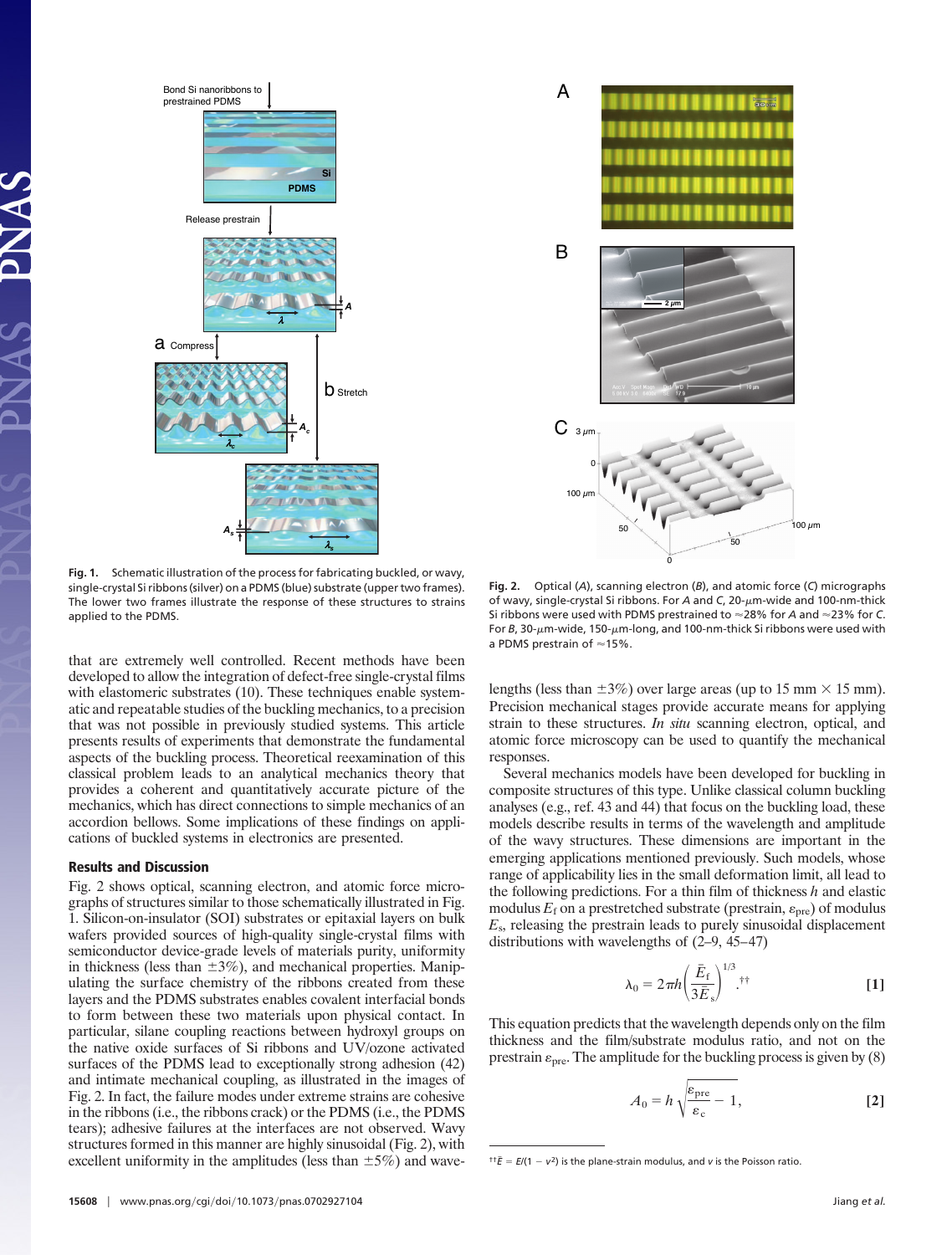**Fig. 1.** Schematic illustration of the process for fabricating buckled, or wavy, single-crystal Si ribbons (silver) on a PDMS (blue) substrate (upper two frames). The lower two frames illustrate the response of these structures to strains applied to the PDMS.

**Fig. 2.** Optical (*A*), scanning electron (*B*), and atomic force (*C*) micrographs of wavy, single-crystal Si ribbons. For *A* and *C*, 20-$\mu$m-wide and 100-nm-thick Si ribbons were used with PDMS prestrained to ≈28% for *A* and ≈23% for *C*. For *B*, 30-$\mu$m-wide, 150-$\mu$m-long, and 100-nm-thick Si ribbons were used with a PDMS prestrain of ≈15%.

that are extremely well controlled. Recent methods have been developed to allow the integration of defect-free single-crystal films with elastomeric substrates (10). These techniques enable systematic and repeatable studies of the buckling mechanics, to a precision that was not possible in previously studied systems. This article presents results of experiments that demonstrate the fundamental aspects of the buckling process. Theoretical reexamination of this classical problem leads to an analytical mechanics theory that provides a coherent and quantitatively accurate picture of the mechanics, which has direct connections to simple mechanics of an accordion bellows. Some implications of these findings on applications of buckled systems in electronics are presented.

## Results and Discussion

Fig. 2 shows optical, scanning electron, and atomic force micrographs of structures similar to those schematically illustrated in Fig. 1. Silicon-on-insulator (SOI) substrates or epitaxial layers on bulk wafers provided sources of high-quality single-crystal films with semiconductor device-grade levels of materials purity, uniformity in thickness (less than ±3%), and mechanical properties. Manipulating the surface chemistry of the ribbons created from these layers and the PDMS substrates enables covalent interfacial bonds to form between these two materials upon physical contact. In particular, silane coupling reactions between hydroxyl groups on the native oxide surfaces of Si ribbons and UV/ozone activated surfaces of the PDMS lead to exceptionally strong adhesion (42) and intimate mechanical coupling, as illustrated in the images of Fig. 2. In fact, the failure modes under extreme strains are cohesive in the ribbons (i.e., the ribbons crack) or the PDMS (i.e., the PDMS tears); adhesive failures at the interfaces are not observed. Wavy structures formed in this manner are highly sinusoidal (Fig. 2), with excellent uniformity in the amplitudes (less than ±5%) and wavelengths (less than ±3%) over large areas (up to 15 mm × 15 mm). Precision mechanical stages provide accurate means for applying strain to these structures. *In situ* scanning electron, optical, and atomic force microscopy can be used to quantify the mechanical responses.

Several mechanics models have been developed for buckling in composite structures of this type. Unlike classical column buckling analyses (e.g., ref. 43 and 44) that focus on the buckling load, these models describe results in terms of the wavelength and amplitude of the wavy structures. These dimensions are important in the emerging applications mentioned previously. Such models, whose range of applicability lies in the small deformation limit, all lead to the following predictions. For a thin film of thickness $h$ and elastic modulus $E_f$ on a prestretched substrate (prestrain, $\varepsilon_{pre}$) of modulus $E_s$, releasing the prestrain leads to purely sinusoidal displacement distributions with wavelengths of (2–9, 45–47)

$$\lambda_0 = 2\pi h \left( \frac{\bar{E}_f}{3\bar{E}_s} \right)^{1/3} .^{\dagger\dagger} \qquad [1]$$

This equation predicts that the wavelength depends only on the film thickness and the film/substrate modulus ratio, and not on the prestrain $\varepsilon_{pre}$. The amplitude for the buckling process is given by (8)

$$A_0 = h\sqrt{\frac{\varepsilon_{pre}}{\varepsilon_c} - 1}, \qquad [2]$$

††$\bar{E} = E/(1 - \nu^2)$ is the plane-strain modulus, and $\nu$ is the Poisson ratio.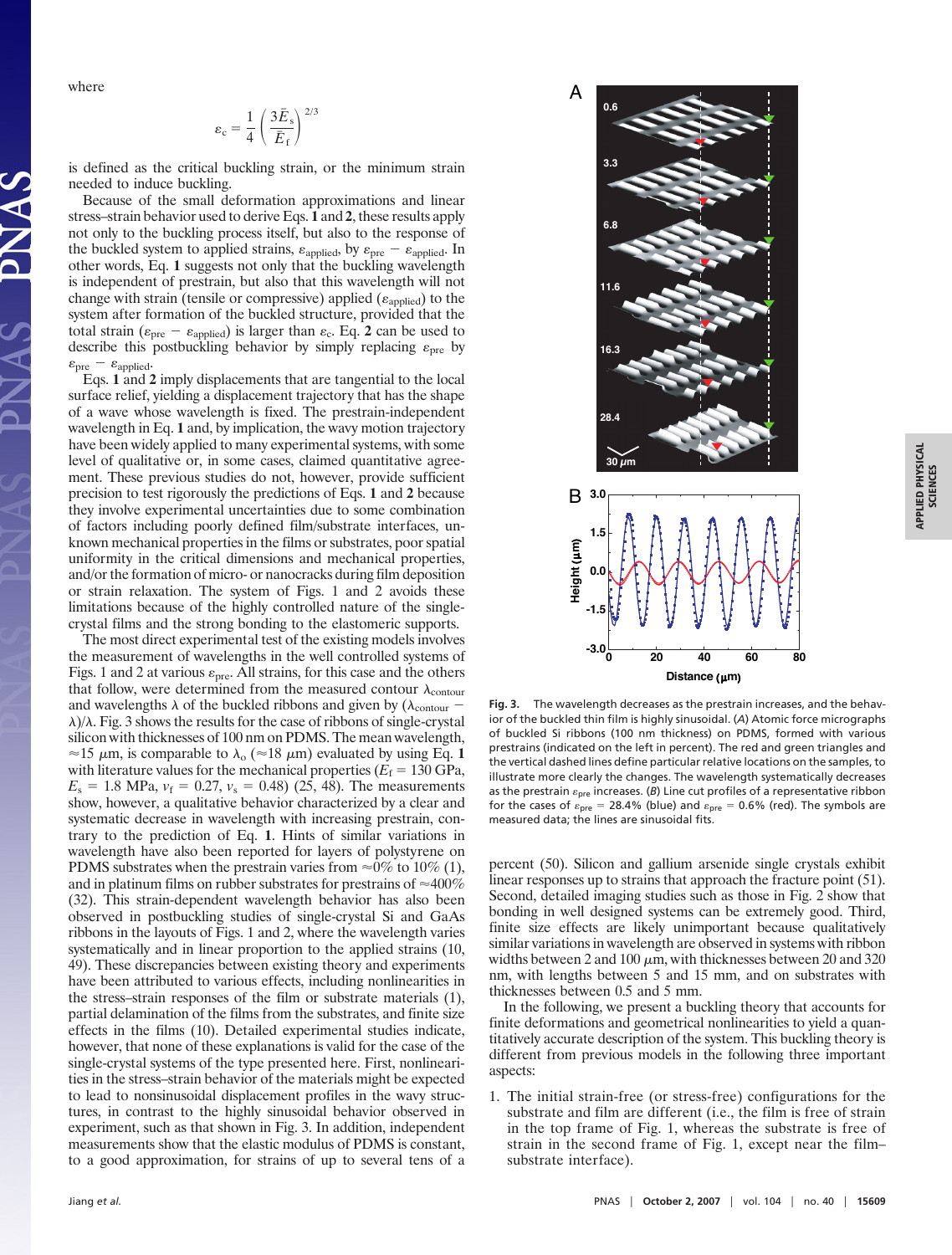where

$$\varepsilon_c = \frac{1}{4}\left(\frac{3\bar{E}_s}{\bar{E}_f}\right)^{2/3}$$

is defined as the critical buckling strain, or the minimum strain needed to induce buckling.

Because of the small deformation approximations and linear stress–strain behavior used to derive Eqs. **1** and **2**, these results apply not only to the buckling process itself, but also to the response of the buckled system to applied strains, $\varepsilon_{\text{applied}}$, by $\varepsilon_{\text{pre}} - \varepsilon_{\text{applied}}$. In other words, Eq. **1** suggests not only that the buckling wavelength is independent of prestrain, but also that this wavelength will not change with strain (tensile or compressive) applied ($\varepsilon_{\text{applied}}$) to the system after formation of the buckled structure, provided that the total strain ($\varepsilon_{\text{pre}} - \varepsilon_{\text{applied}}$) is larger than $\varepsilon_c$. Eq. **2** can be used to describe this postbuckling behavior by simply replacing $\varepsilon_{\text{pre}}$ by $\varepsilon_{\text{pre}} - \varepsilon_{\text{applied}}$.

Eqs. **1** and **2** imply displacements that are tangential to the local surface relief, yielding a displacement trajectory that has the shape of a wave whose wavelength is fixed. The prestrain-independent wavelength in Eq. **1** and, by implication, the wavy motion trajectory have been widely applied to many experimental systems, with some level of qualitative or, in some cases, claimed quantitative agreement. These previous studies do not, however, provide sufficient precision to test rigorously the predictions of Eqs. **1** and **2** because they involve experimental uncertainties due to some combination of factors including poorly defined film/substrate interfaces, unknown mechanical properties in the films or substrates, poor spatial uniformity in the critical dimensions and mechanical properties, and/or the formation of micro- or nanocracks during film deposition or strain relaxation. The system of Figs. 1 and 2 avoids these limitations because of the highly controlled nature of the single-crystal films and the strong bonding to the elastomeric supports.

The most direct experimental test of the existing models involves the measurement of wavelengths in the well controlled systems of Figs. 1 and 2 at various $\varepsilon_{\text{pre}}$. All strains, for this case and the others that follow, were determined from the measured contour $\lambda_{\text{contour}}$ and wavelengths $\lambda$ of the buckled ribbons and given by $(\lambda_{\text{contour}} - \lambda)/\lambda$. Fig. 3 shows the results for the case of ribbons of single-crystal silicon with thicknesses of 100 nm on PDMS. The mean wavelength, $\approx$15 $\mu$m, is comparable to $\lambda_o$ ($\approx$18 $\mu$m) evaluated by using Eq. **1** with literature values for the mechanical properties ($E_f$ = 130 GPa, $E_s$ = 1.8 MPa, $\nu_f$ = 0.27, $\nu_s$ = 0.48) (25, 48). The measurements show, however, a qualitative behavior characterized by a clear and systematic decrease in wavelength with increasing prestrain, contrary to the prediction of Eq. **1**. Hints of similar variations in wavelength have also been reported for layers of polystyrene on PDMS substrates when the prestrain varies from $\approx$0% to 10% (1), and in platinum films on rubber substrates for prestrains of $\approx$400% (32). This strain-dependent wavelength behavior has also been observed in postbuckling studies of single-crystal Si and GaAs ribbons in the layouts of Figs. 1 and 2, where the wavelength varies systematically and in linear proportion to the applied strains (10, 49). These discrepancies between existing theory and experiments have been attributed to various effects, including nonlinearities in the stress–strain responses of the film or substrate materials (1), partial delamination of the films from the substrates, and finite size effects in the films (10). Detailed experimental studies indicate, however, that none of these explanations is valid for the case of the single-crystal systems of the type presented here. First, nonlinearities in the stress–strain behavior of the materials might be expected to lead to nonsinusoidal displacement profiles in the wavy structures, in contrast to the highly sinusoidal behavior observed in experiment, such as that shown in Fig. 3. In addition, independent measurements show that the elastic modulus of PDMS is constant, to a good approximation, for strains of up to several tens of a percent (50). Silicon and gallium arsenide single crystals exhibit linear responses up to strains that approach the fracture point (51). Second, detailed imaging studies such as those in Fig. 2 show that bonding in well designed systems can be extremely good. Third, finite size effects are likely unimportant because qualitatively similar variations in wavelength are observed in systems with ribbon widths between 2 and 100 $\mu$m, with thicknesses between 20 and 320 nm, with lengths between 5 and 15 mm, and on substrates with thicknesses between 0.5 and 5 mm.

**Fig. 3.** The wavelength decreases as the prestrain increases, and the behavior of the buckled thin film is highly sinusoidal. (*A*) Atomic force micrographs of buckled Si ribbons (100 nm thickness) on PDMS, formed with various prestrains (indicated on the left in percent). The red and green triangles and the vertical dashed lines define particular relative locations on the samples, to illustrate more clearly the changes. The wavelength systematically decreases as the prestrain $\varepsilon_{\text{pre}}$ increases. (*B*) Line cut profiles of a representative ribbon for the cases of $\varepsilon_{\text{pre}}$ = 28.4% (blue) and $\varepsilon_{\text{pre}}$ = 0.6% (red). The symbols are measured data; the lines are sinusoidal fits.

In the following, we present a buckling theory that accounts for finite deformations and geometrical nonlinearities to yield a quantitatively accurate description of the system. This buckling theory is different from previous models in the following three important aspects:

1. The initial strain-free (or stress-free) configurations for the substrate and film are different (i.e., the film is free of strain in the top frame of Fig. 1, whereas the substrate is free of strain in the second frame of Fig. 1, except near the film–substrate interface).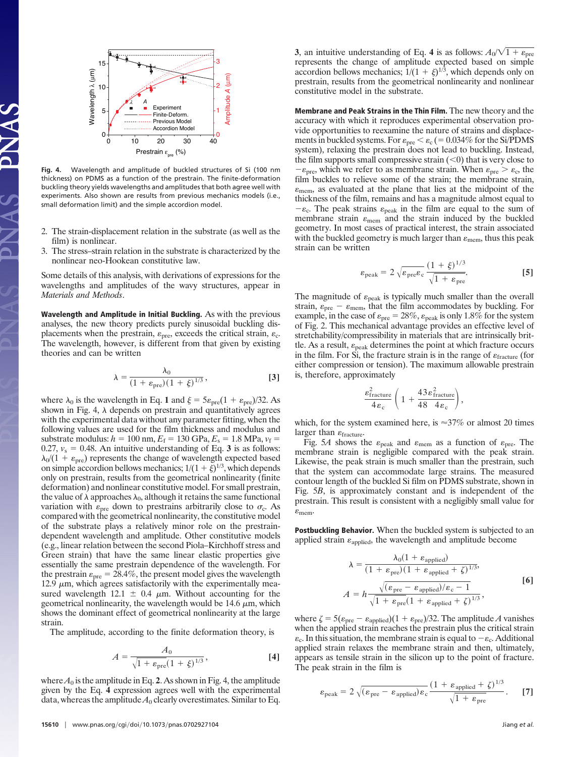Fig. 4. Wavelength and amplitude of buckled structures of Si (100 nm thickness) on PDMS as a function of the prestrain. The finite-deformation buckling theory yields wavelengths and amplitudes that both agree well with experiments. Also shown are results from previous mechanics models (i.e., small deformation limit) and the simple accordion model.

2. The strain-displacement relation in the substrate (as well as the film) is nonlinear.
3. The stress–strain relation in the substrate is characterized by the nonlinear neo-Hookean constitutive law.

Some details of this analysis, with derivations of expressions for the wavelengths and amplitudes of the wavy structures, appear in *Materials and Methods*.

**Wavelength and Amplitude in Initial Buckling.** As with the previous analyses, the new theory predicts purely sinusoidal buckling displacements when the prestrain, $\varepsilon_{pre}$, exceeds the critical strain, $\varepsilon_c$. The wavelength, however, is different from that given by existing theories and can be written

$$\lambda = \frac{\lambda_0}{(1+\varepsilon_{pre})(1+\xi)^{1/3}}, \qquad [3]$$

where $\lambda_0$ is the wavelength in Eq. **1** and $\xi = 5\varepsilon_{pre}(1+\varepsilon_{pre})/32$. As shown in Fig. 4, $\lambda$ depends on prestrain and quantitatively agrees with the experimental data without any parameter fitting, when the following values are used for the film thickness and modulus and substrate modulus: $h = 100$ nm, $E_f = 130$ GPa, $E_s = 1.8$ MPa, $\nu_f = 0.27$, $\nu_s = 0.48$. An intuitive understanding of Eq. **3** is as follows: $\lambda_0/(1+\varepsilon_{pre})$ represents the change of wavelength expected based on simple accordion bellows mechanics; $1/(1+\xi)^{1/3}$, which depends only on prestrain, results from the geometrical nonlinearity (finite deformation) and nonlinear constitutive model. For small prestrain, the value of $\lambda$ approaches $\lambda_0$, although it retains the same functional variation with $\varepsilon_{pre}$ down to prestrains arbitrarily close to $\sigma_c$. As compared with the geometrical nonlinearity, the constitutive model of the substrate plays a relatively minor role on the prestrain-dependent wavelength and amplitude. Other constitutive models (e.g., linear relation between the second Piola–Kirchhoff stress and Green strain) that have the same linear elastic properties give essentially the same prestrain dependence of the wavelength. For the prestrain $\varepsilon_{pre} = 28.4\%$, the present model gives the wavelength 12.9 $\mu$m, which agrees satisfactorily with the experimentally measured wavelength 12.1 ± 0.4 $\mu$m. Without accounting for the geometrical nonlinearity, the wavelength would be 14.6 $\mu$m, which shows the dominant effect of geometrical nonlinearity at the large strain.

The amplitude, according to the finite deformation theory, is

$$A = \frac{A_0}{\sqrt{1+\varepsilon_{pre}}(1+\xi)^{1/3}}, \qquad [4]$$

where $A_0$ is the amplitude in Eq. **2**. As shown in Fig. 4, the amplitude given by the Eq. **4** expression agrees well with the experimental data, whereas the amplitude $A_0$ clearly overestimates. Similar to Eq. **3**, an intuitive understanding of Eq. **4** is as follows: $A_0/\sqrt{1+\varepsilon_{pre}}$ represents the change of amplitude expected based on simple accordion bellows mechanics; $1/(1+\xi)^{1/3}$, which depends only on prestrain, results from the geometrical nonlinearity and nonlinear constitutive model in the substrate.

**Membrane and Peak Strains in the Thin Film.** The new theory and the accuracy with which it reproduces experimental observation provide opportunities to reexamine the nature of strains and displacements in buckled systems. For $\varepsilon_{pre} < \varepsilon_c$ (= 0.034% for the Si/PDMS system), relaxing the prestrain does not lead to buckling. Instead, the film supports small compressive strain (<0) that is very close to $-\varepsilon_{pre}$, which we refer to as membrane strain. When $\varepsilon_{pre} > \varepsilon_c$, the film buckles to relieve some of the strain; the membrane strain, $\varepsilon_{mem}$, as evaluated at the plane that lies at the midpoint of the thickness of the film, remains and has a magnitude almost equal to $-\varepsilon_c$. The peak strains $\varepsilon_{peak}$ in the film are equal to the sum of membrane strain $\varepsilon_{mem}$ and the strain induced by the buckled geometry. In most cases of practical interest, the strain associated with the buckled geometry is much larger than $\varepsilon_{mem}$, thus this peak strain can be written

$$\varepsilon_{peak} = 2\sqrt{\varepsilon_{pre}\varepsilon_c}\,\frac{(1+\xi)^{1/3}}{\sqrt{1+\varepsilon_{pre}}}. \qquad [5]$$

The magnitude of $\varepsilon_{peak}$ is typically much smaller than the overall strain, $\varepsilon_{pre} - \varepsilon_{mem}$, that the film accommodates by buckling. For example, in the case of $\varepsilon_{pre} = 28\%$, $\varepsilon_{peak}$ is only 1.8% for the system of Fig. 2. This mechanical advantage provides an effective level of stretchability/compressibility in materials that are intrinsically brittle. As a result, $\varepsilon_{peak}$ determines the point at which fracture occurs in the film. For Si, the fracture strain is in the range of $\varepsilon_{fracture}$ (for either compression or tension). The maximum allowable prestrain is, therefore, approximately

$$\frac{\varepsilon_{fracture}^2}{4\varepsilon_c}\left(1+\frac{43}{48}\frac{\varepsilon_{fracture}^2}{4\varepsilon_c}\right),$$

which, for the system examined here, is ≈37% or almost 20 times larger than $\varepsilon_{fracture}$.

Fig. 5*A* shows the $\varepsilon_{peak}$ and $\varepsilon_{mem}$ as a function of $\varepsilon_{pre}$. The membrane strain is negligible compared with the peak strain. Likewise, the peak strain is much smaller than the prestrain, such that the system can accommodate large strains. The measured contour length of the buckled Si film on PDMS substrate, shown in Fig. 5*B*, is approximately constant and is independent of the prestrain. This result is consistent with a negligibly small value for $\varepsilon_{mem}$.

**Postbuckling Behavior.** When the buckled system is subjected to an applied strain $\varepsilon_{applied}$, the wavelength and amplitude become

$$\lambda = \frac{\lambda_0(1+\varepsilon_{applied})}{(1+\varepsilon_{pre})(1+\varepsilon_{applied}+\zeta)^{1/3}},$$
$$A = h\frac{\sqrt{(\varepsilon_{pre}-\varepsilon_{applied})/\varepsilon_c - 1}}{\sqrt{1+\varepsilon_{pre}}(1+\varepsilon_{applied}+\zeta)^{1/3}}, \qquad [6]$$

where $\zeta = 5(\varepsilon_{pre} - \varepsilon_{applied})(1+\varepsilon_{pre})/32$. The amplitude $A$ vanishes when the applied strain reaches the prestrain plus the critical strain $\varepsilon_c$. In this situation, the membrane strain is equal to $-\varepsilon_c$. Additional applied strain relaxes the membrane strain and then, ultimately, appears as tensile strain in the silicon up to the point of fracture. The peak strain in the film is

$$\varepsilon_{peak} = 2\sqrt{(\varepsilon_{pre}-\varepsilon_{applied})\varepsilon_c}\,\frac{(1+\varepsilon_{applied}+\zeta)^{1/3}}{\sqrt{1+\varepsilon_{pre}}}. \qquad [7]$$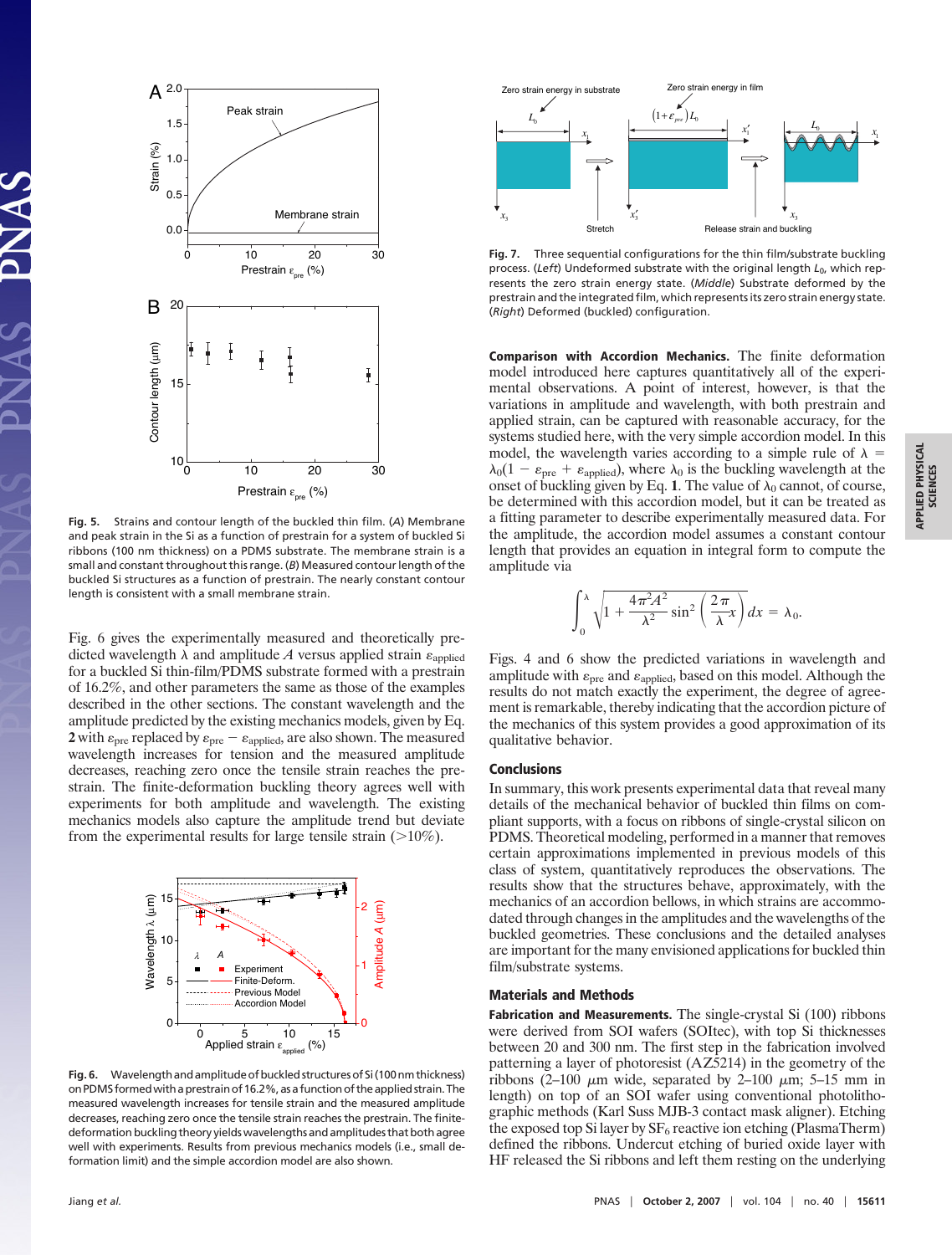Fig. 5. Strains and contour length of the buckled thin film. (*A*) Membrane and peak strain in the Si as a function of prestrain for a system of buckled Si ribbons (100 nm thickness) on a PDMS substrate. The membrane strain is a small and constant throughout this range. (*B*) Measured contour length of the buckled Si structures as a function of prestrain. The nearly constant contour length is consistent with a small membrane strain.

Fig. 6 gives the experimentally measured and theoretically predicted wavelength $\lambda$ and amplitude $A$ versus applied strain $\varepsilon_{\text{applied}}$ for a buckled Si thin-film/PDMS substrate formed with a prestrain of 16.2%, and other parameters the same as those of the examples described in the other sections. The constant wavelength and the amplitude predicted by the existing mechanics models, given by Eq. **2** with $\varepsilon_{\text{pre}}$ replaced by $\varepsilon_{\text{pre}} - \varepsilon_{\text{applied}}$, are also shown. The measured wavelength increases for tension and the measured amplitude decreases, reaching zero once the tensile strain reaches the prestrain. The finite-deformation buckling theory agrees well with experiments for both amplitude and wavelength. The existing mechanics models also capture the amplitude trend but deviate from the experimental results for large tensile strain (>10%).

Fig. 6. Wavelength and amplitude of buckled structures of Si (100 nm thickness) on PDMS formed with a prestrain of 16.2%, as a function of the applied strain. The measured wavelength increases for tensile strain and the measured amplitude decreases, reaching zero once the tensile strain reaches the prestrain. The finite-deformation buckling theory yields wavelengths and amplitudes that agree well with experiments. Results from previous mechanics models (i.e., small deformation limit) and the simple accordion model are also shown.

Fig. 7. Three sequential configurations for the thin film/substrate buckling process. (*Left*) Undeformed substrate with the original length $L_0$, which represents the zero strain energy state. (*Middle*) Substrate deformed by the prestrain and the integrated film, which represents its zero strain energy state. (*Right*) Deformed (buckled) configuration.

**Comparison with Accordion Mechanics.** The finite deformation model introduced here captures quantitatively all of the experimental observations. A point of interest, however, is that the variations in amplitude and wavelength, with both prestrain and applied strain, can be captured with reasonable accuracy, for the systems studied here, with the very simple accordion model. In this model, the wavelength varies according to a simple rule of $\lambda = \lambda_0(1 - \varepsilon_{\text{pre}} + \varepsilon_{\text{applied}})$, where $\lambda_0$ is the buckling wavelength at the onset of buckling given by Eq. **1**. The value of $\lambda_0$ cannot, of course, be determined with this accordion model, but it can be treated as a fitting parameter to describe experimentally measured data. For the amplitude, the accordion model assumes a constant contour length that provides an equation in integral form to compute the amplitude via

$$\int_0^{\lambda} \sqrt{1 + \frac{4\pi^2 A^2}{\lambda^2}\sin^2\left(\frac{2\pi}{\lambda}x\right)}\,dx = \lambda_0.$$

Figs. 4 and 6 show the predicted variations in wavelength and amplitude with $\varepsilon_{\text{pre}}$ and $\varepsilon_{\text{applied}}$, based on this model. Although the results do not match exactly the experiment, the degree of agreement is remarkable, thereby indicating that the accordion picture of the mechanics of this system provides a good approximation of its qualitative behavior.

## Conclusions

In summary, this work presents experimental data that reveal many details of the mechanical behavior of buckled thin films on compliant supports, with a focus on ribbons of single-crystal silicon on PDMS. Theoretical modeling, performed in a manner that removes certain approximations implemented in previous models of this class of system, quantitatively reproduces the observations. The results show that the structures behave, approximately, with the mechanics of an accordion bellows, in which strains are accommodated through changes in the amplitudes and the wavelengths of the buckled geometries. These conclusions and the detailed analyses are important for the many envisioned applications for buckled thin film/substrate systems.

## Materials and Methods

**Fabrication and Measurements.** The single-crystal Si (100) ribbons were derived from SOI wafers (SOItec), with top Si thicknesses between 20 and 300 nm. The first step in the fabrication involved patterning a layer of photoresist (AZ5214) in the geometry of the ribbons (2–100 $\mu$m wide, separated by 2–100 $\mu$m; 5–15 mm in length) on top of an SOI wafer using conventional photolithographic methods (Karl Suss MJB-3 contact mask aligner). Etching the exposed top Si layer by $SF_6$ reactive ion etching (PlasmaTherm) defined the ribbons. Undercut etching of buried oxide layer with HF released the Si ribbons and left them resting on the underlying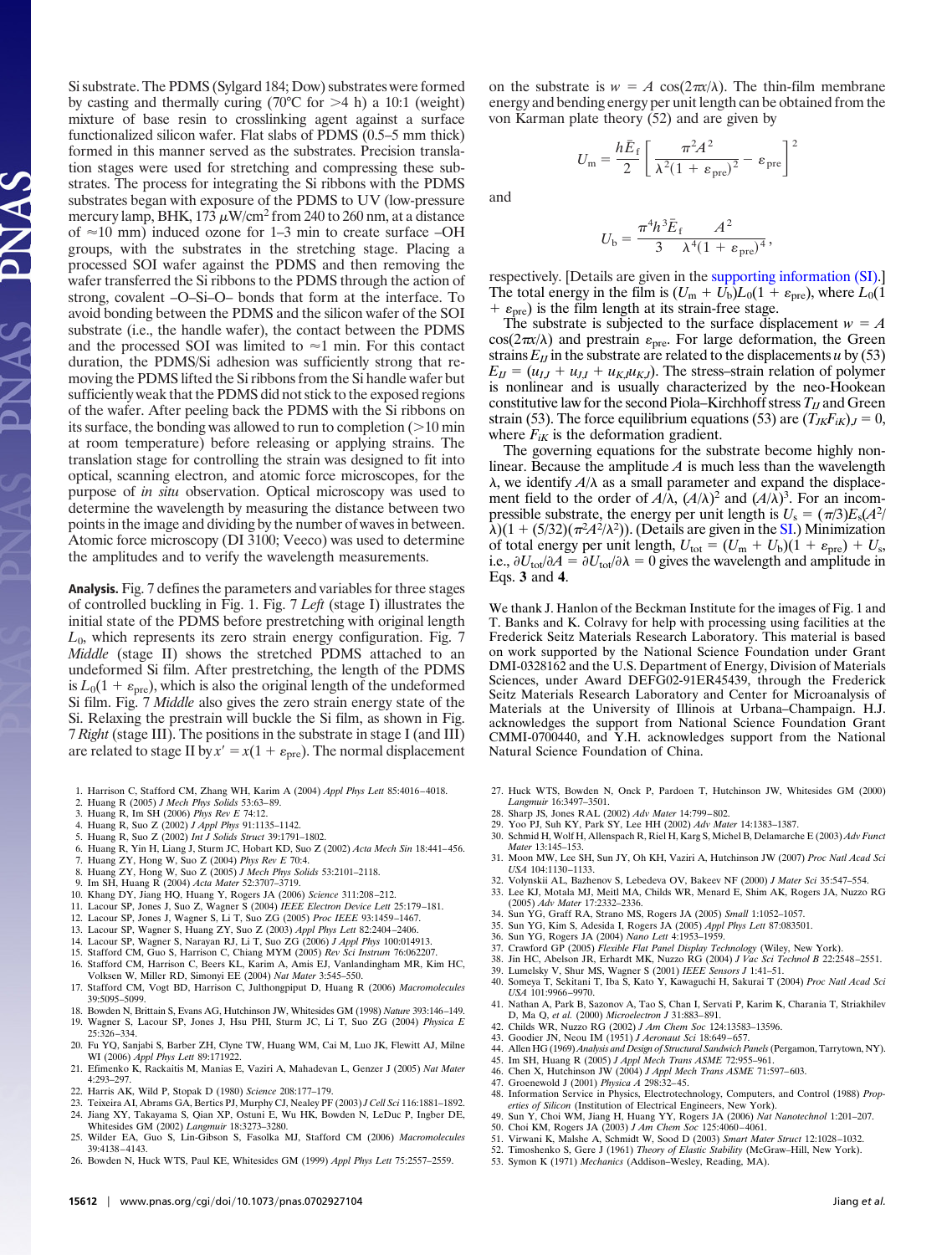Si substrate. The PDMS (Sylgard 184; Dow) substrates were formed by casting and thermally curing (70°C for >4 h) a 10:1 (weight) mixture of base resin to crosslinking agent against a surface functionalized silicon wafer. Flat slabs of PDMS (0.5–5 mm thick) formed in this manner served as the substrates. Precision translation stages were used for stretching and compressing these substrates. The process for integrating the Si ribbons with the PDMS substrates began with exposure of the PDMS to UV (low-pressure mercury lamp, BHK, 173 μW/cm$^2$ from 240 to 260 nm, at a distance of ≈10 mm) induced ozone for 1–3 min to create surface –OH groups, with the substrates in the stretching stage. Placing a processed SOI wafer against the PDMS and then removing the wafer transferred the Si ribbons to the PDMS through the action of strong, covalent –O–Si–O– bonds that form at the interface. To avoid bonding between the PDMS and the silicon wafer of the SOI substrate (i.e., the handle wafer), the contact between the PDMS and the processed SOI was limited to ≈1 min. For this contact duration, the PDMS/Si adhesion was sufficiently strong that removing the PDMS lifted the Si ribbons from the Si handle wafer but sufficiently weak that the PDMS did not stick to the exposed regions of the wafer. After peeling back the PDMS with the Si ribbons on its surface, the bonding was allowed to run to completion (>10 min at room temperature) before releasing or applying strains. The translation stage for controlling the strain was designed to fit into optical, scanning electron, and atomic force microscopes, for the purpose of *in situ* observation. Optical microscopy was used to determine the wavelength by measuring the distance between two points in the image and dividing by the number of waves in between. Atomic force microscopy (DI 3100; Veeco) was used to determine the amplitudes and to verify the wavelength measurements.

**Analysis.** Fig. 7 defines the parameters and variables for three stages of controlled buckling in Fig. 1. Fig. 7 *Left* (stage I) illustrates the initial state of the PDMS before prestretching with original length $L_0$, which represents its zero strain energy configuration. Fig. 7 *Middle* (stage II) shows the stretched PDMS attached to an undeformed Si film. After prestretching, the length of the PDMS is $L_0(1 + \varepsilon_{\text{pre}})$, which is also the original length of the undeformed Si film. Fig. 7 *Middle* also gives the zero strain energy state of the Si. Relaxing the prestrain will buckle the Si film, as shown in Fig. 7 *Right* (stage III). The positions in the substrate in stage I (and III) are related to stage II by $x' = x(1 + \varepsilon_{\text{pre}})$. The normal displacement on the substrate is $w = A\cos(2\pi x/\lambda)$. The thin-film membrane energy and bending energy per unit length can be obtained from the von Karman plate theory (52) and are given by

$$U_{\text{m}} = \frac{h\bar{E}_{\text{f}}}{2}\left[\frac{\pi^2 A^2}{\lambda^2(1+\varepsilon_{\text{pre}})^2} - \varepsilon_{\text{pre}}\right]^2$$

and

$$U_{\text{b}} = \frac{\pi^4 h^3 \bar{E}_{\text{f}}}{3}\frac{A^2}{\lambda^4(1+\varepsilon_{\text{pre}})^4},$$

respectively. [Details are given in the supporting information (SI).] The total energy in the film is $(U_{\text{m}} + U_{\text{b}})L_0(1 + \varepsilon_{\text{pre}})$, where $L_0(1 + \varepsilon_{\text{pre}})$ is the film length at its strain-free stage.

The substrate is subjected to the surface displacement $w = A\cos(2\pi x/\lambda)$ and prestrain $\varepsilon_{\text{pre}}$. For large deformation, the Green strains $E_{IJ}$ in the substrate are related to the displacements $u$ by (53) $E_{IJ} = (u_{I,J} + u_{J,I} + u_{K,I}u_{K,J})$. The stress–strain relation of polymer is nonlinear and is usually characterized by the neo-Hookean constitutive law for the second Piola–Kirchhoff stress $T_{IJ}$ and Green strain (53). The force equilibrium equations (53) are $(T_{JK}F_{iK})_{,J} = 0$, where $F_{iK}$ is the deformation gradient.

The governing equations for the substrate become highly nonlinear. Because the amplitude $A$ is much less than the wavelength $\lambda$, we identify $A/\lambda$ as a small parameter and expand the displacement field to the order of $A/\lambda$, $(A/\lambda)^2$ and $(A/\lambda)^3$. For an incompressible substrate, the energy per unit length is $U_{\text{s}} = (\pi/3)E_{\text{s}}(A^2/\lambda)(1 + (5/32)(\pi^2A^2/\lambda^2))$. (Details are given in the SI.) Minimization of total energy per unit length, $U_{\text{tot}} = (U_{\text{m}} + U_{\text{b}})(1 + \varepsilon_{\text{pre}}) + U_{\text{s}}$, i.e., $\partial U_{\text{tot}}/\partial A = \partial U_{\text{tot}}/\partial\lambda = 0$ gives the wavelength and amplitude in Eqs. **3** and **4**.

We thank J. Hanlon of the Beckman Institute for the images of Fig. 1 and T. Banks and K. Colravy for help with processing using facilities at the Frederick Seitz Materials Research Laboratory. This material is based on work supported by the National Science Foundation under Grant DMI-0328162 and the U.S. Department of Energy, Division of Materials Sciences, under Award DEFG02-91ER45439, through the Frederick Seitz Materials Research Laboratory and Center for Microanalysis of Materials at the University of Illinois at Urbana–Champaign. H.J. acknowledges the support from National Science Foundation Grant CMMI-0700440, and Y.H. acknowledges support from the National Natural Science Foundation of China.

1. Harrison C, Stafford CM, Zhang WH, Karim A (2004) *Appl Phys Lett* 85:4016–4018.
2. Huang R (2005) *J Mech Phys Solids* 53:63–89.
3. Huang R, Im SH (2006) *Phys Rev E* 74:12.
4. Huang R, Suo Z (2002) *J Appl Phys* 91:1135–1142.
5. Huang R, Suo Z (2002) *Int J Solids Struct* 39:1791–1802.
6. Huang R, Yin H, Liang J, Sturm JC, Hobart KD, Suo Z (2002) *Acta Mech Sin* 18:441–456.
7. Huang ZY, Hong W, Suo Z (2004) *Phys Rev E* 70:4.
8. Huang ZY, Hong W, Suo Z (2005) *J Mech Phys Solids* 53:2101–2118.
9. Im SH, Huang R (2004) *Acta Mater* 52:3707–3719.
10. Khang DY, Jiang HQ, Huang Y, Rogers JA (2006) *Science* 311:208–212.
11. Lacour SP, Jones J, Suo Z, Wagner S (2004) *IEEE Electron Device Lett* 25:179–181.
12. Lacour SP, Jones J, Wagner S, Li T, Suo ZG (2005) *Proc IEEE* 93:1459–1467.
13. Lacour SP, Wagner S, Huang ZY, Suo Z (2003) *Appl Phys Lett* 82:2404–2406.
14. Lacour SP, Wagner S, Narayan RJ, Li T, Suo ZG (2006) *J Appl Phys* 100:014913.
15. Stafford CM, Guo S, Harrison C, Chiang MYM (2005) *Rev Sci Instrum* 76:062207.
16. Stafford CM, Harrison C, Beers KL, Karim A, Amis EJ, Vanlandingham MR, Kim HC, Volksen W, Miller RD, Simonyi EE (2004) *Nat Mater* 3:545–550.
17. Stafford CM, Vogt BD, Harrison C, Julthongpiput D, Huang R (2006) *Macromolecules* 39:5095–5099.
18. Bowden N, Brittain S, Evans AG, Hutchinson JW, Whitesides GM (1998) *Nature* 393:146–149.
19. Wagner S, Lacour SP, Jones J, Hsu PHI, Sturm JC, Li T, Suo ZG (2004) *Physica E* 25:326–334.
20. Fu YQ, Sanjabi S, Barber ZH, Clyne TW, Huang WM, Cai M, Luo JK, Flewitt AJ, Milne WI (2006) *Appl Phys Lett* 89:171922.
21. Efimenko K, Rackaitis M, Manias E, Vaziri A, Mahadevan L, Genzer J (2005) *Nat Mater* 4:293–297.
22. Harris AK, Wild P, Stopak D (1980) *Science* 208:177–179.
23. Teixeira AI, Abrams GA, Bertics PJ, Murphy CJ, Nealey PF (2003) *J Cell Sci* 116:1881–1892.
24. Jiang XY, Takayama S, Qian XP, Ostuni E, Wu HK, Bowden N, LeDuc P, Ingber DE, Whitesides GM (2002) *Langmuir* 18:3273–3280.
25. Wilder EA, Guo S, Lin-Gibson S, Fasolka MJ, Stafford CM (2006) *Macromolecules* 39:4138–4143.
26. Bowden N, Huck WTS, Paul KE, Whitesides GM (1999) *Appl Phys Lett* 75:2557–2559.
27. Huck WTS, Bowden N, Onck P, Pardoen T, Hutchinson JW, Whitesides GM (2000) *Langmuir* 16:3497–3501.
28. Sharp JS, Jones RAL (2002) *Adv Mater* 14:799–802.
29. Yoo PJ, Suh KY, Park SY, Lee HH (2002) *Adv Mater* 14:1383–1387.
30. Schmid H, Wolf H, Allenspach R, Riel H, Karg S, Michel B, Delamarche E (2003) *Adv Funct Mater* 13:145–153.
31. Moon MW, Lee SH, Sun JY, Oh KH, Vaziri A, Hutchinson JW (2007) *Proc Natl Acad Sci USA* 104:1130–1133.
32. Volynskii AL, Bazhenov S, Lebedeva OV, Bakeev NF (2000) *J Mater Sci* 35:547–554.
33. Lee KJ, Motala MJ, Meitl MA, Childs WR, Menard E, Shim AK, Rogers JA, Nuzzo RG (2005) *Adv Mater* 17:2332–2336.
34. Sun YG, Graff RA, Strano MS, Rogers JA (2005) *Small* 1:1052–1057.
35. Sun YG, Kim S, Adesida I, Rogers JA (2005) *Appl Phys Lett* 87:083501.
36. Sun YG, Rogers JA (2004) *Nano Lett* 4:1953–1959.
37. Crawford GP (2005) *Flexible Flat Panel Display Technology* (Wiley, New York).
38. Jin HC, Abelson JR, Erhardt MK, Nuzzo RG (2004) *J Vac Sci Technol B* 22:2548–2551.
39. Lumelsky V, Shur MS, Wagner S (2001) *IEEE Sensors J* 1:41–51.
40. Someya T, Sekitani T, Iba S, Kato Y, Kawaguchi H, Sakurai T (2004) *Proc Natl Acad Sci USA* 101:9966–9970.
41. Nathan A, Park B, Sazonov A, Tao S, Chan I, Servati P, Karim K, Charania T, Striakhilev D, Ma Q, *et al.* (2000) *Microelectron J* 31:883–891.
42. Childs WR, Nuzzo RG (2002) *J Am Chem Soc* 124:13583–13596.
43. Goodier JN, Neou IM (1951) *J Aeronaut Sci* 18:649–657.
44. Allen HG (1969) *Analysis and Design of Structural Sandwich Panels* (Pergamon, Tarrytown, NY).
45. Im SH, Huang R (2005) *J Appl Mech Trans ASME* 72:955–961.
46. Chen X, Hutchinson JW (2004) *J Appl Mech Trans ASME* 71:597–603.
47. Groenewold J (2001) *Physica A* 298:32–45.
48. Information Service in Physics, Electrotechnology, Computers, and Control (1988) *Properties of Silicon* (Institution of Electrical Engineers, New York).
49. Sun Y, Choi WM, Jiang H, Huang YY, Rogers JA (2006) *Nat Nanotechnol* 1:201–207.
50. Choi KM, Rogers JA (2003) *J Am Chem Soc* 125:4060–4061.
51. Virwani K, Malshe A, Schmidt W, Sood D (2003) *Smart Mater Struct* 12:1028–1032.
52. Timoshenko S, Gere J (1961) *Theory of Elastic Stability* (McGraw–Hill, New York).
53. Symon K (1971) *Mechanics* (Addison–Wesley, Reading, MA).